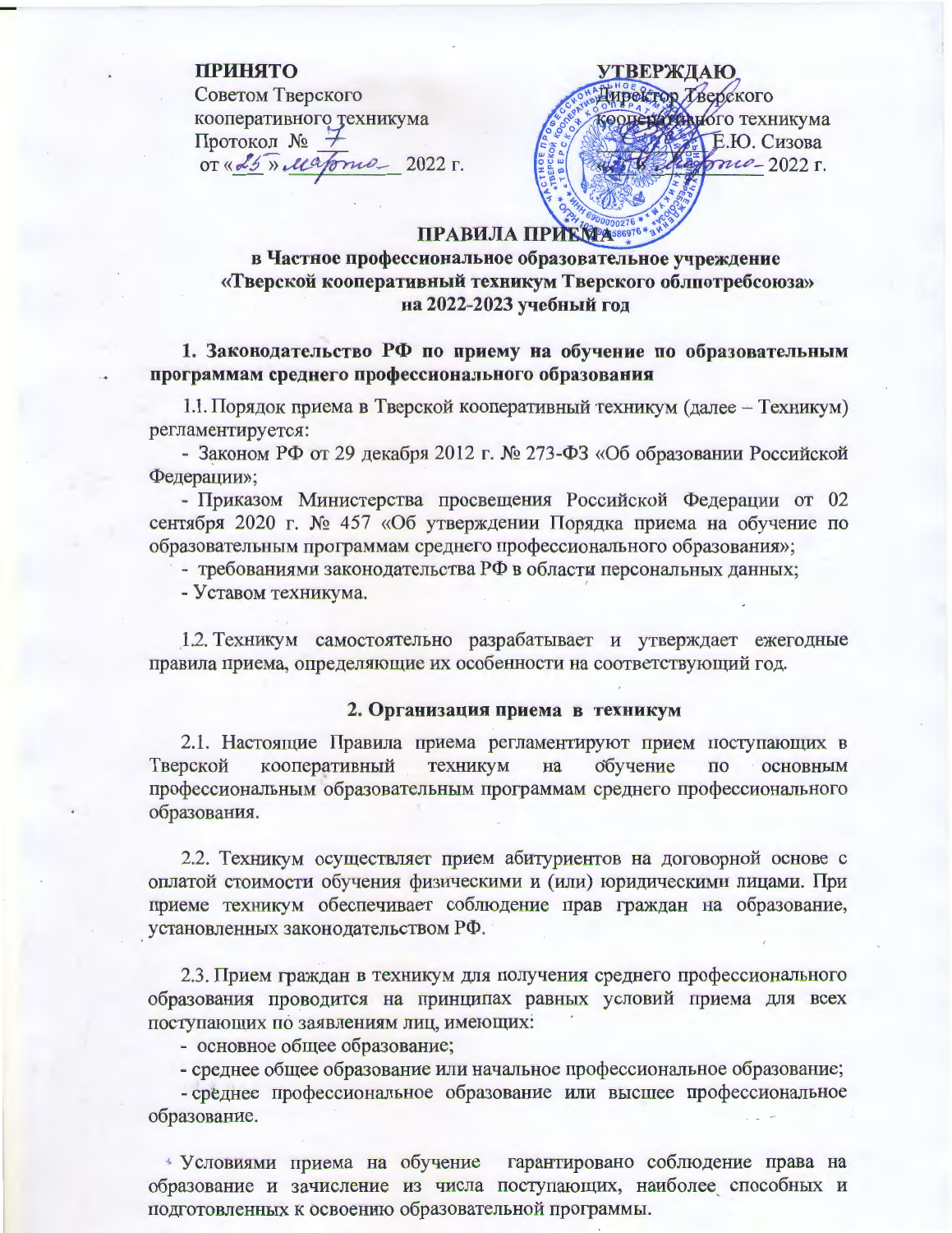**ПРИНЯТО**
Советом Тверского
кооперативного техникума
Протокол № 7
от «25» марта 2022 г.

**УТВЕРЖДАЮ**
Директор Тверского
кооперативного техникума
_______ Е.Ю. Сизова
«25» марта 2022 г.

# ПРАВИЛА ПРИЕМА

## в Частное профессиональное образовательное учреждение «Тверской кооперативный техникум Тверского облпотребсоюза» на 2022-2023 учебный год

### 1. Законодательство РФ по приему на обучение по образовательным программам среднего профессионального образования

1.1. Порядок приема в Тверской кооперативный техникум (далее – Техникум) регламентируется:

- Законом РФ от 29 декабря 2012 г. № 273-ФЗ «Об образовании Российской Федерации»;
- Приказом Министерства просвещения Российской Федерации от 02 сентября 2020 г. № 457 «Об утверждении Порядка приема на обучение по образовательным программам среднего профессионального образования»;
- требованиями законодательства РФ в области персональных данных;
- Уставом техникума.

1.2. Техникум самостоятельно разрабатывает и утверждает ежегодные правила приема, определяющие их особенности на соответствующий год.

### 2. Организация приема в техникум

2.1. Настоящие Правила приема регламентируют прием поступающих в Тверской кооперативный техникум на обучение по основным профессиональным образовательным программам среднего профессионального образования.

2.2. Техникум осуществляет прием абитуриентов на договорной основе с оплатой стоимости обучения физическими и (или) юридическими лицами. При приеме техникум обеспечивает соблюдение прав граждан на образование, установленных законодательством РФ.

2.3. Прием граждан в техникум для получения среднего профессионального образования проводится на принципах равных условий приема для всех поступающих по заявлениям лиц, имеющих:

- основное общее образование;
- среднее общее образование или начальное профессиональное образование;
- среднее профессиональное образование или высшее профессиональное образование.

Условиями приема на обучение гарантировано соблюдение права на образование и зачисление из числа поступающих, наиболее способных и подготовленных к освоению образовательной программы.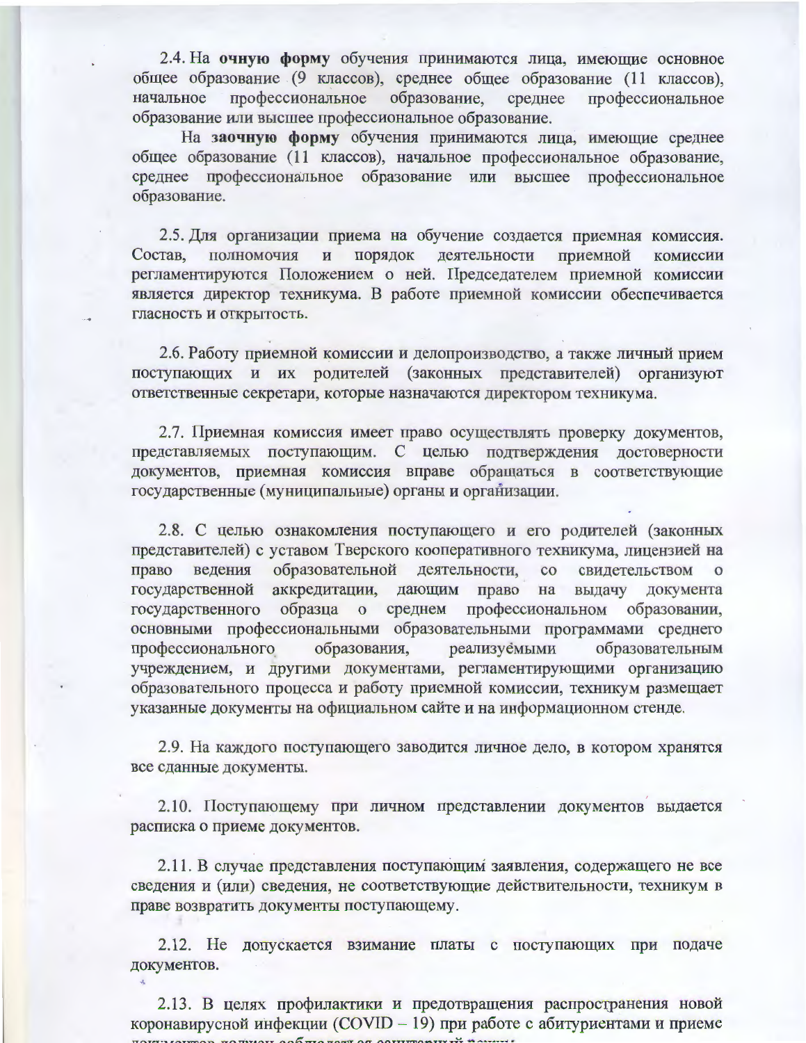2.4. На **очную форму** обучения принимаются лица, имеющие основное общее образование (9 классов), среднее общее образование (11 классов), начальное профессиональное образование, среднее профессиональное образование или высшее профессиональное образование.

На **заочную форму** обучения принимаются лица, имеющие среднее общее образование (11 классов), начальное профессиональное образование, среднее профессиональное образование или высшее профессиональное образование.

2.5. Для организации приема на обучение создается приемная комиссия. Состав, полномочия и порядок деятельности приемной комиссии регламентируются Положением о ней. Председателем приемной комиссии является директор техникума. В работе приемной комиссии обеспечивается гласность и открытость.

2.6. Работу приемной комиссии и делопроизводство, а также личный прием поступающих и их родителей (законных представителей) организуют ответственные секретари, которые назначаются директором техникума.

2.7. Приемная комиссия имеет право осуществлять проверку документов, представляемых поступающим. С целью подтверждения достоверности документов, приемная комиссия вправе обращаться в соответствующие государственные (муниципальные) органы и организации.

2.8. С целью ознакомления поступающего и его родителей (законных представителей) с уставом Тверского кооперативного техникума, лицензией на право ведения образовательной деятельности, со свидетельством о государственной аккредитации, дающим право на выдачу документа государственного образца о среднем профессиональном образовании, основными профессиональными образовательными программами среднего профессионального образования, реализуёмыми образовательным учреждением, и другими документами, регламентирующими организацию образовательного процесса и работу приемной комиссии, техникум размещает указанные документы на официальном сайте и на информационном стенде.

2.9. На каждого поступающего заводится личное дело, в котором хранятся все сданные документы.

2.10. Поступающему при личном представлении документов выдается расписка о приеме документов.

2.11. В случае представления поступающим заявления, содержащего не все сведения и (или) сведения, не соответствующие действительности, техникум в праве возвратить документы поступающему.

2.12. Не допускается взимание платы с поступающих при подаче документов.

2.13. В целях профилактики и предотвращения распространения новой коронавирусной инфекции (COVID – 19) при работе с абитуриентами и приеме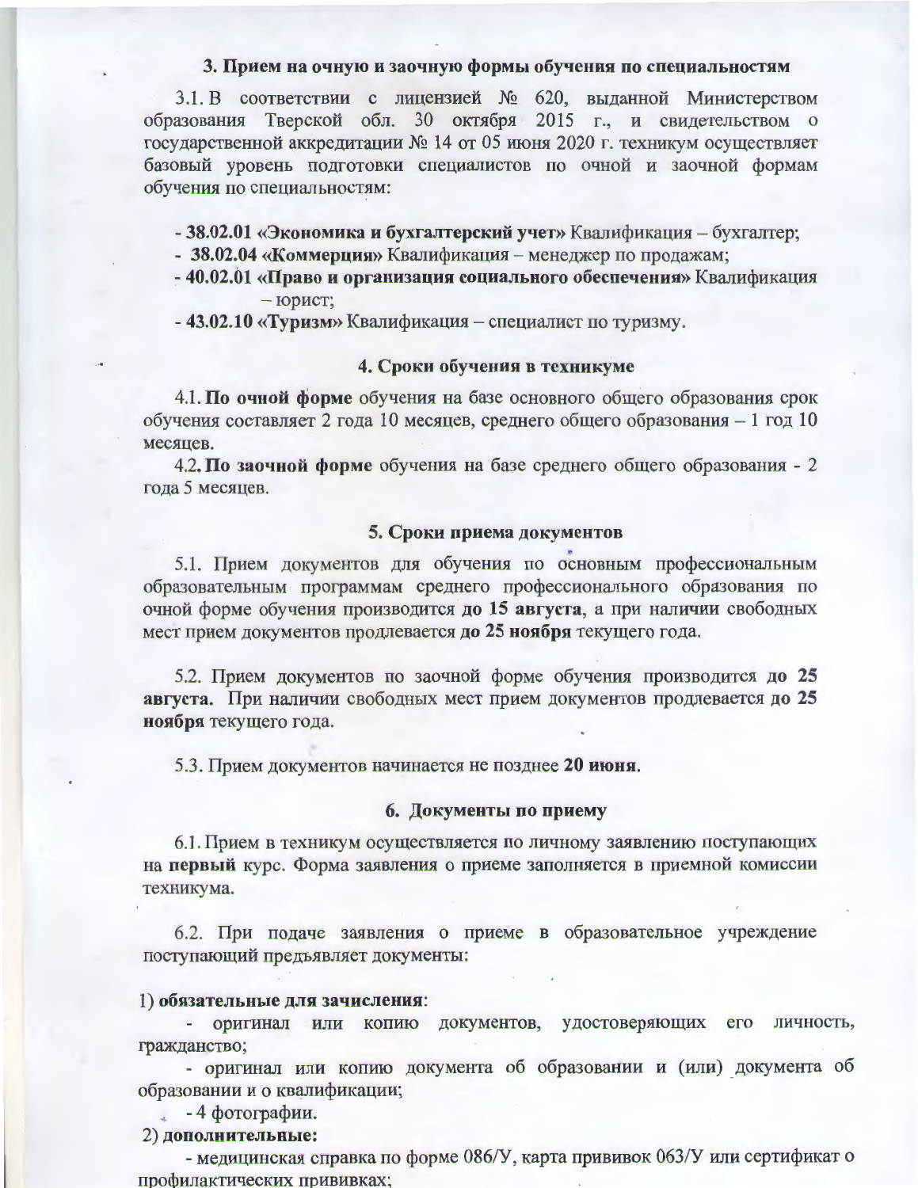### 3. Прием на очную и заочную формы обучения по специальностям

3.1. В соответствии с лицензией № 620, выданной Министерством образования Тверской обл. 30 октября 2015 г., и свидетельством о государственной аккредитации № 14 от 05 июня 2020 г. техникум осуществляет базовый уровень подготовки специалистов по очной и заочной формам обучения по специальностям:

- **38.02.01 «Экономика и бухгалтерский учет»** Квалификация – бухгалтер;
- **38.02.04 «Коммерция»** Квалификация – менеджер по продажам;
- **40.02.01 «Право и организация социального обеспечения»** Квалификация – юрист;
- **43.02.10 «Туризм»** Квалификация – специалист по туризму.

### 4. Сроки обучения в техникуме

4.1. **По очной форме** обучения на базе основного общего образования срок обучения составляет 2 года 10 месяцев, среднего общего образования – 1 год 10 месяцев.

4.2. **По заочной форме** обучения на базе среднего общего образования - 2 года 5 месяцев.

### 5. Сроки приема документов

5.1. Прием документов для обучения по основным профессиональным образовательным программам среднего профессионального образования по очной форме обучения производится **до 15 августа**, а при наличии свободных мест прием документов продлевается **до 25 ноября** текущего года.

5.2. Прием документов по заочной форме обучения производится **до 25 августа.** При наличии свободных мест прием документов продлевается **до 25 ноября** текущего года.

5.3. Прием документов начинается не позднее **20 июня**.

### 6. Документы по приему

6.1. Прием в техникум осуществляется по личному заявлению поступающих на **первый** курс. Форма заявления о приеме заполняется в приемной комиссии техникума.

6.2. При подаче заявления о приеме в образовательное учреждение поступающий предъявляет документы:

1) **обязательные для зачисления**:
- оригинал или копию документов, удостоверяющих его личность, гражданство;
- оригинал или копию документа об образовании и (или) документа об образовании и о квалификации;
- 4 фотографии.

2) **дополнительные:**
- медицинская справка по форме 086/У, карта прививок 063/У или сертификат о профилактических прививках;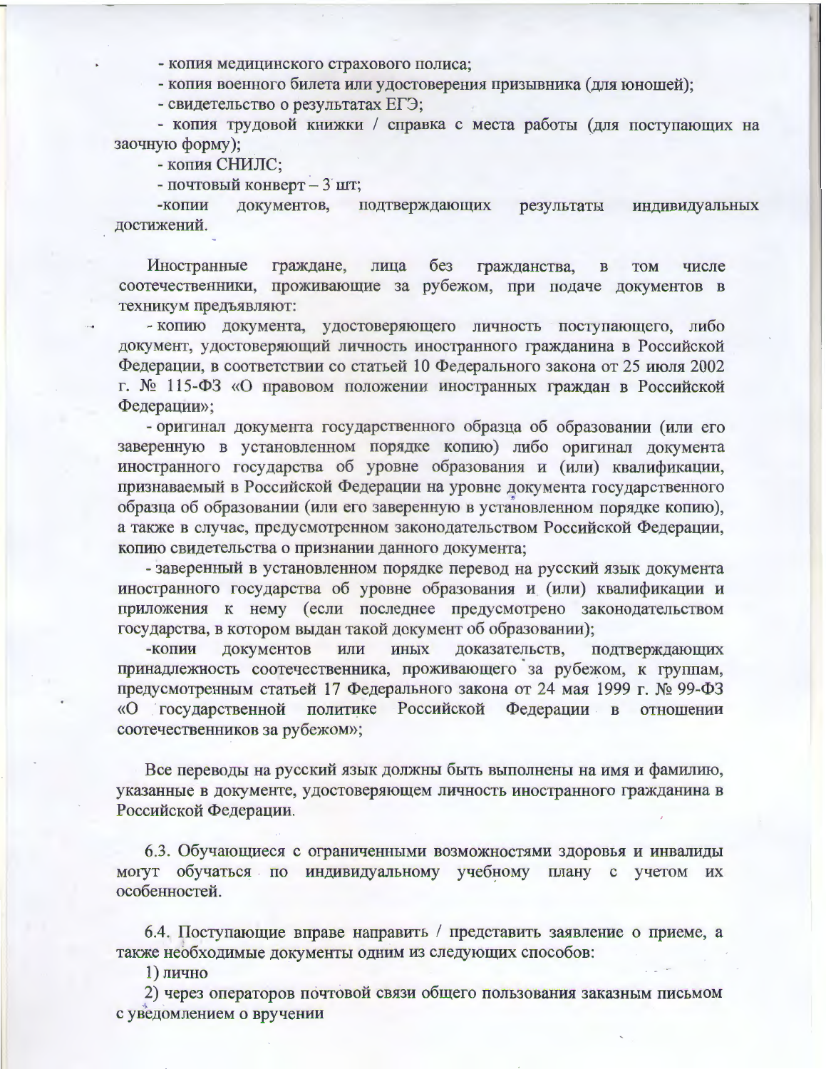- копия медицинского страхового полиса;

- копия военного билета или удостоверения призывника (для юношей);

- свидетельство о результатах ЕГЭ;

- копия трудовой книжки / справка с места работы (для поступающих на заочную форму);

- копия СНИЛС;

- почтовый конверт – 3 шт;

-копии документов, подтверждающих результаты индивидуальных достижений.

Иностранные граждане, лица без гражданства, в том числе соотечественники, проживающие за рубежом, при подаче документов в техникум предъявляют:

- копию документа, удостоверяющего личность поступающего, либо документ, удостоверяющий личность иностранного гражданина в Российской Федерации, в соответствии со статьей 10 Федерального закона от 25 июля 2002 г. № 115-ФЗ «О правовом положении иностранных граждан в Российской Федерации»;

- оригинал документа государственного образца об образовании (или его заверенную в установленном порядке копию) либо оригинал документа иностранного государства об уровне образования и (или) квалификации, признаваемый в Российской Федерации на уровне документа государственного образца об образовании (или его заверенную в установленном порядке копию), а также в случае, предусмотренном законодательством Российской Федерации, копию свидетельства о признании данного документа;

- заверенный в установленном порядке перевод на русский язык документа иностранного государства об уровне образования и (или) квалификации и приложения к нему (если последнее предусмотрено законодательством государства, в котором выдан такой документ об образовании);

-копии документов или иных доказательств, подтверждающих принадлежность соотечественника, проживающего за рубежом, к группам, предусмотренным статьей 17 Федерального закона от 24 мая 1999 г. № 99-ФЗ «О государственной политике Российской Федерации в отношении соотечественников за рубежом»;

Все переводы на русский язык должны быть выполнены на имя и фамилию, указанные в документе, удостоверяющем личность иностранного гражданина в Российской Федерации.

6.3. Обучающиеся с ограниченными возможностями здоровья и инвалиды могут обучаться по индивидуальному учебному плану с учетом их особенностей.

6.4. Поступающие вправе направить / представить заявление о приеме, а также необходимые документы одним из следующих способов:

1) лично

2) через операторов почтовой связи общего пользования заказным письмом с уведомлением о вручении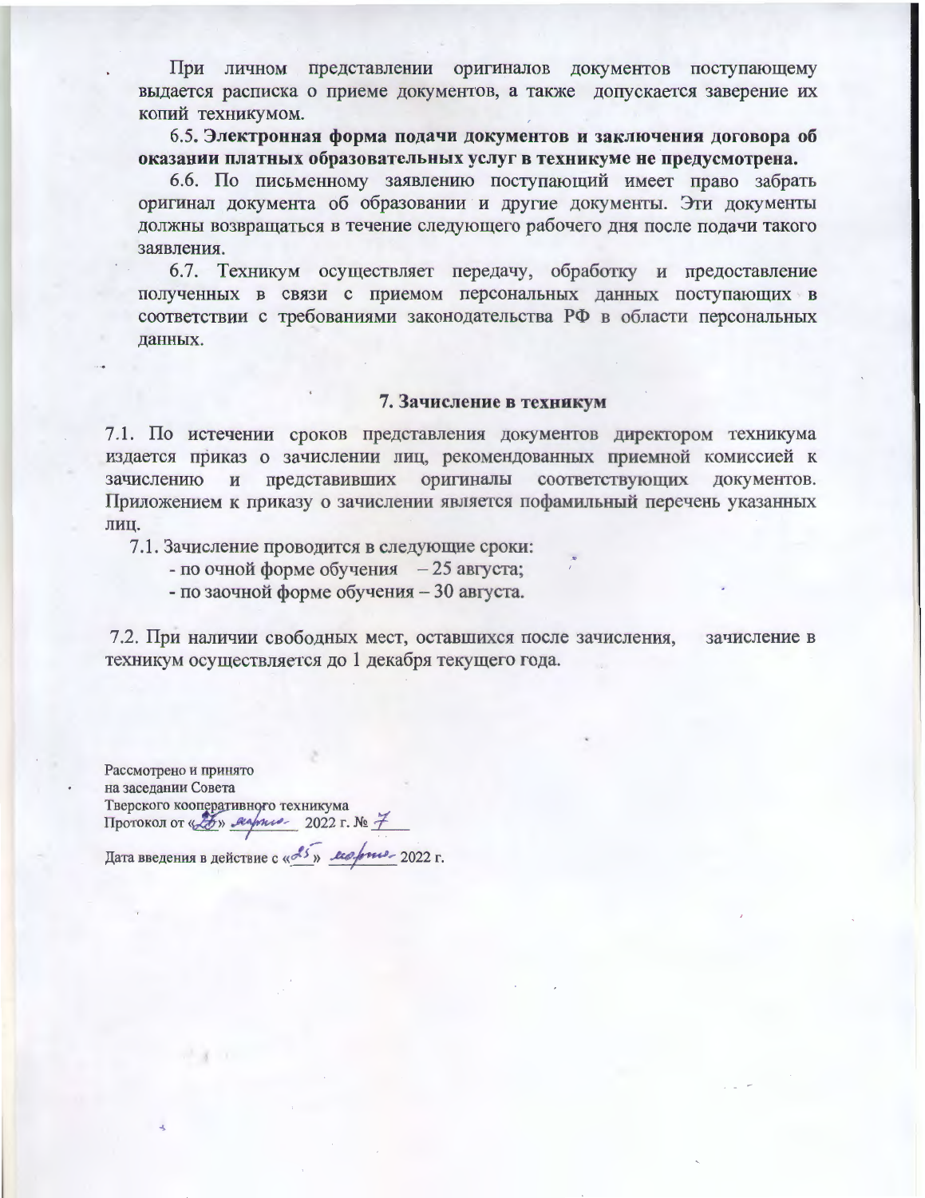При личном представлении оригиналов документов поступающему выдается расписка о приеме документов, а также допускается заверение их копий техникумом.

**6.5. Электронная форма подачи документов и заключения договора об оказании платных образовательных услуг в техникуме не предусмотрена.**

6.6. По письменному заявлению поступающий имеет право забрать оригинал документа об образовании и другие документы. Эти документы должны возвращаться в течение следующего рабочего дня после подачи такого заявления.

6.7. Техникум осуществляет передачу, обработку и предоставление полученных в связи с приемом персональных данных поступающих в соответствии с требованиями законодательства РФ в области персональных данных.

## 7. Зачисление в техникум

7.1. По истечении сроков представления документов директором техникума издается приказ о зачислении лиц, рекомендованных приемной комиссией к зачислению и представивших оригиналы соответствующих документов. Приложением к приказу о зачислении является пофамильный перечень указанных лиц.

7.1. Зачисление проводится в следующие сроки:

- по очной форме обучения – 25 августа;
- по заочной форме обучения – 30 августа.

7.2. При наличии свободных мест, оставшихся после зачисления, зачисление в техникум осуществляется до 1 декабря текущего года.

Рассмотрено и принято
на заседании Совета
Тверского кооперативного техникума
Протокол от «25» марта 2022 г. № 7

Дата введения в действие с «25» марта 2022 г.